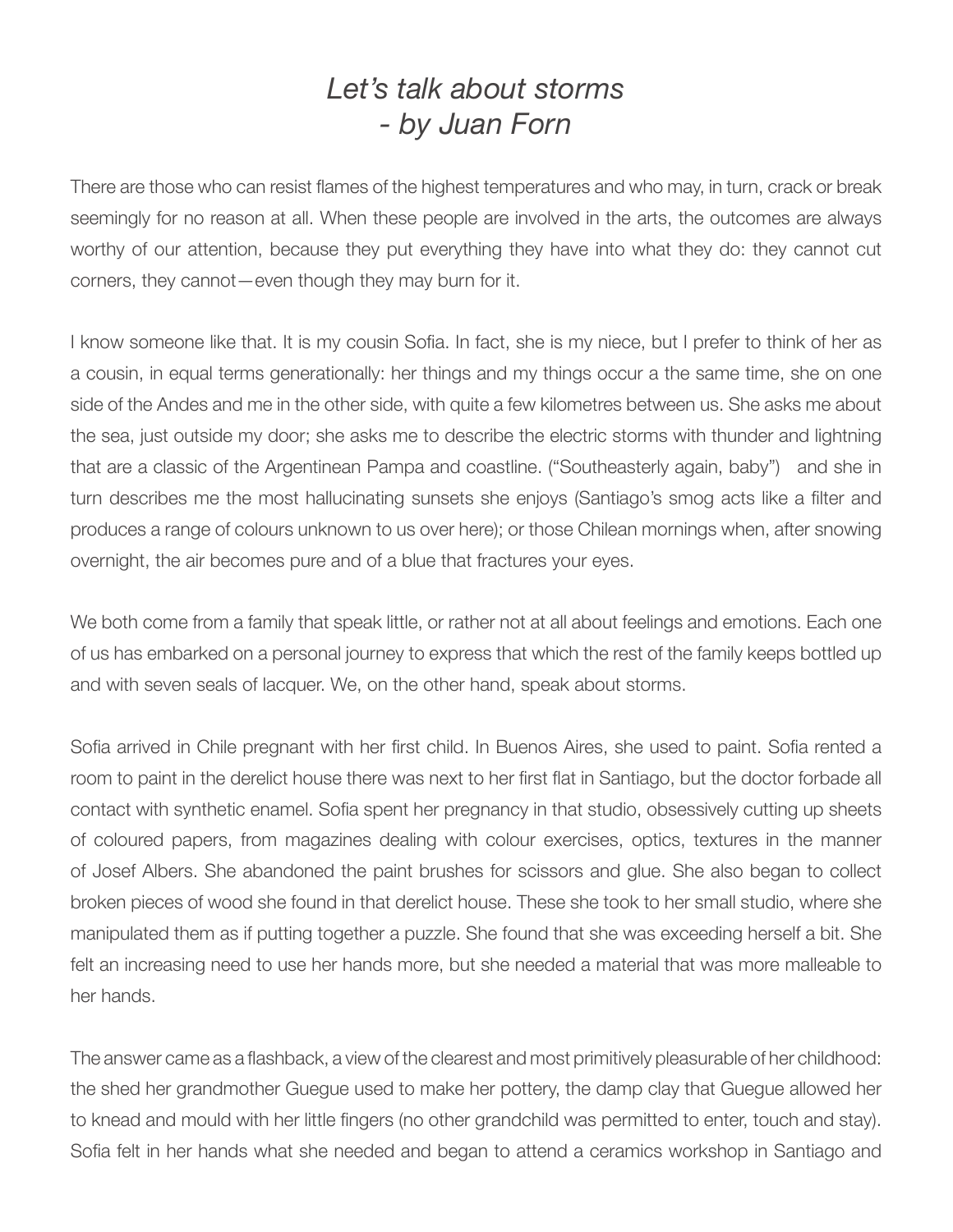# *Let's talk about storms - by Juan Forn*

There are those who can resist flames of the highest temperatures and who may, in turn, crack or break seemingly for no reason at all. When these people are involved in the arts, the outcomes are always worthy of our attention, because they put everything they have into what they do: they cannot cut corners, they cannot—even though they may burn for it.

I know someone like that. It is my cousin Sofia. In fact, she is my niece, but I prefer to think of her as a cousin, in equal terms generationally: her things and my things occur a the same time, she on one side of the Andes and me in the other side, with quite a few kilometres between us. She asks me about the sea, just outside my door; she asks me to describe the electric storms with thunder and lightning that are a classic of the Argentinean Pampa and coastline. ("Southeasterly again, baby") and she in turn describes me the most hallucinating sunsets she enjoys (Santiago's smog acts like a filter and produces a range of colours unknown to us over here); or those Chilean mornings when, after snowing overnight, the air becomes pure and of a blue that fractures your eyes.

We both come from a family that speak little, or rather not at all about feelings and emotions. Each one of us has embarked on a personal journey to express that which the rest of the family keeps bottled up and with seven seals of lacquer. We, on the other hand, speak about storms.

Sofia arrived in Chile pregnant with her first child. In Buenos Aires, she used to paint. Sofia rented a room to paint in the derelict house there was next to her first flat in Santiago, but the doctor forbade all contact with synthetic enamel. Sofia spent her pregnancy in that studio, obsessively cutting up sheets of coloured papers, from magazines dealing with colour exercises, optics, textures in the manner of Josef Albers. She abandoned the paint brushes for scissors and glue. She also began to collect broken pieces of wood she found in that derelict house. These she took to her small studio, where she manipulated them as if putting together a puzzle. She found that she was exceeding herself a bit. She felt an increasing need to use her hands more, but she needed a material that was more malleable to her hands.

The answer came as a flashback, a view of the clearest and most primitively pleasurable of her childhood: the shed her grandmother Guegue used to make her pottery, the damp clay that Guegue allowed her to knead and mould with her little fingers (no other grandchild was permitted to enter, touch and stay). Sofia felt in her hands what she needed and began to attend a ceramics workshop in Santiago and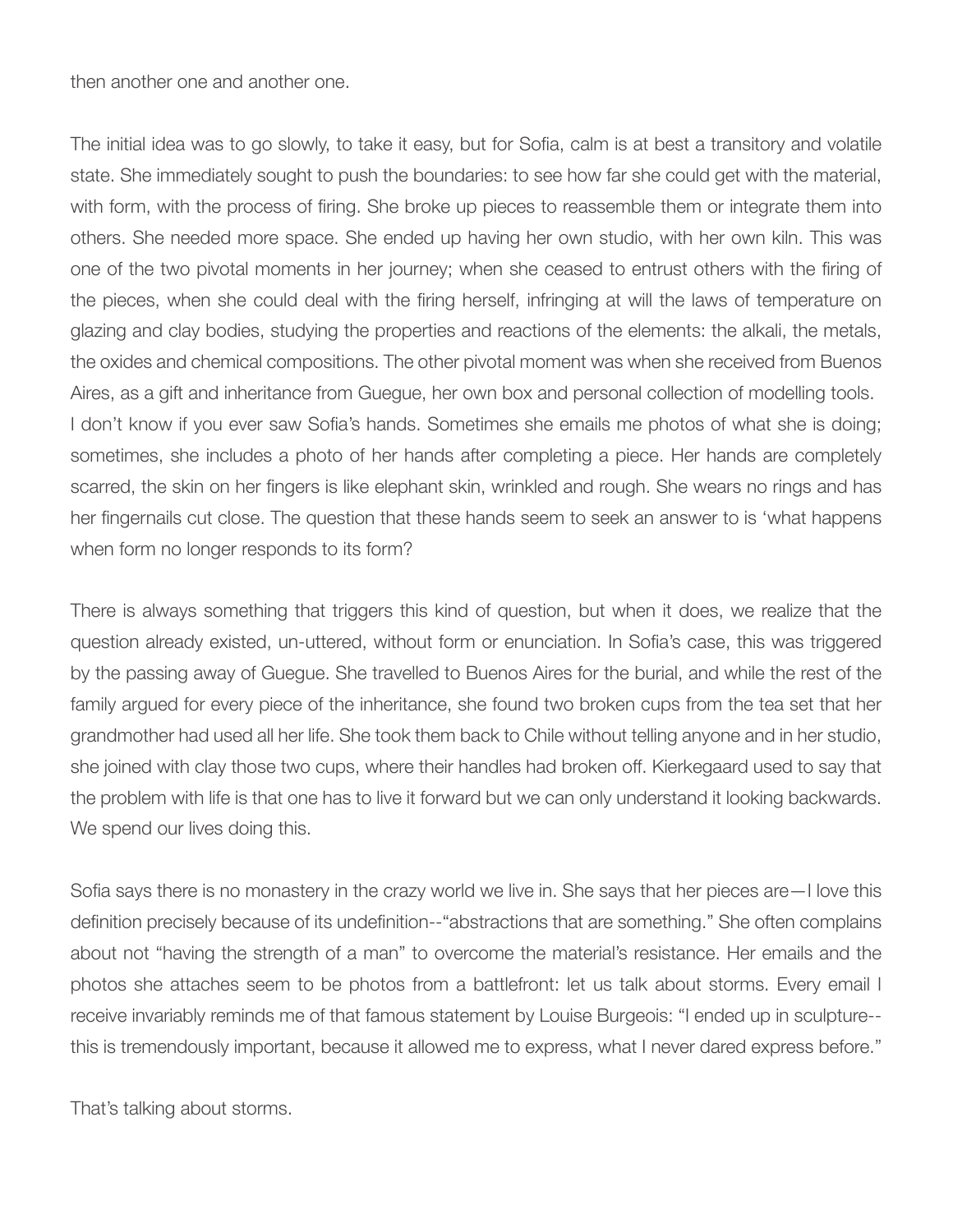then another one and another one.

The initial idea was to go slowly, to take it easy, but for Sofia, calm is at best a transitory and volatile state. She immediately sought to push the boundaries: to see how far she could get with the material, with form, with the process of firing. She broke up pieces to reassemble them or integrate them into others. She needed more space. She ended up having her own studio, with her own kiln. This was one of the two pivotal moments in her journey; when she ceased to entrust others with the firing of the pieces, when she could deal with the firing herself, infringing at will the laws of temperature on glazing and clay bodies, studying the properties and reactions of the elements: the alkali, the metals, the oxides and chemical compositions. The other pivotal moment was when she received from Buenos Aires, as a gift and inheritance from Guegue, her own box and personal collection of modelling tools.
I don't know if you ever saw Sofia's hands. Sometimes she emails me photos of what she is doing; sometimes, she includes a photo of her hands after completing a piece. Her hands are completely scarred, the skin on her fingers is like elephant skin, wrinkled and rough. She wears no rings and has her fingernails cut close. The question that these hands seem to seek an answer to is 'what happens when form no longer responds to its form?

There is always something that triggers this kind of question, but when it does, we realize that the question already existed, un-uttered, without form or enunciation. In Sofia's case, this was triggered by the passing away of Guegue. She travelled to Buenos Aires for the burial, and while the rest of the family argued for every piece of the inheritance, she found two broken cups from the tea set that her grandmother had used all her life. She took them back to Chile without telling anyone and in her studio, she joined with clay those two cups, where their handles had broken off. Kierkegaard used to say that the problem with life is that one has to live it forward but we can only understand it looking backwards. We spend our lives doing this.

Sofia says there is no monastery in the crazy world we live in. She says that her pieces are—I love this definition precisely because of its undefinition--"abstractions that are something." She often complains about not "having the strength of a man" to overcome the material's resistance. Her emails and the photos she attaches seem to be photos from a battlefront: let us talk about storms. Every email I receive invariably reminds me of that famous statement by Louise Burgeois: "I ended up in sculpture--this is tremendously important, because it allowed me to express, what I never dared express before."

That's talking about storms.